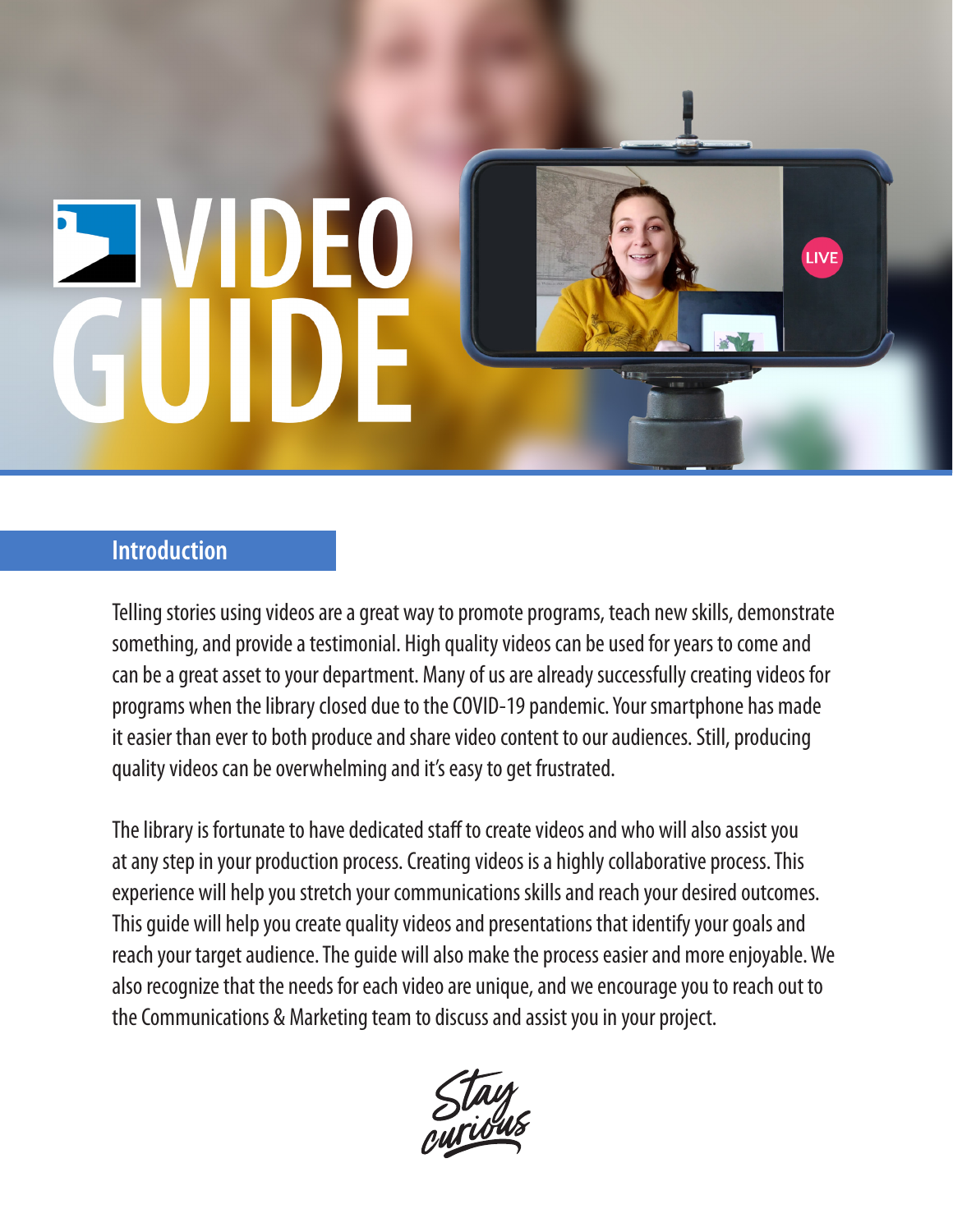# VIDEO GUIDE

## Introduction

Telling stories using videos are a great way to promote programs, teach new skills, demonstrate something, and provide a testimonial. High quality videos can be used for years to come and can be a great asset to your department. Many of us are already successfully creating videos for programs when the library closed due to the COVID-19 pandemic. Your smartphone has made it easier than ever to both produce and share video content to our audiences. Still, producing quality videos can be overwhelming and it's easy to get frustrated.

The library is fortunate to have dedicated staff to create videos and who will also assist you at any step in your production process. Creating videos is a highly collaborative process. This experience will help you stretch your communications skills and reach your desired outcomes. This guide will help you create quality videos and presentations that identify your goals and reach your target audience. The guide will also make the process easier and more enjoyable. We also recognize that the needs for each video are unique, and we encourage you to reach out to the Communications & Marketing team to discuss and assist you in your project.

*Stay curious*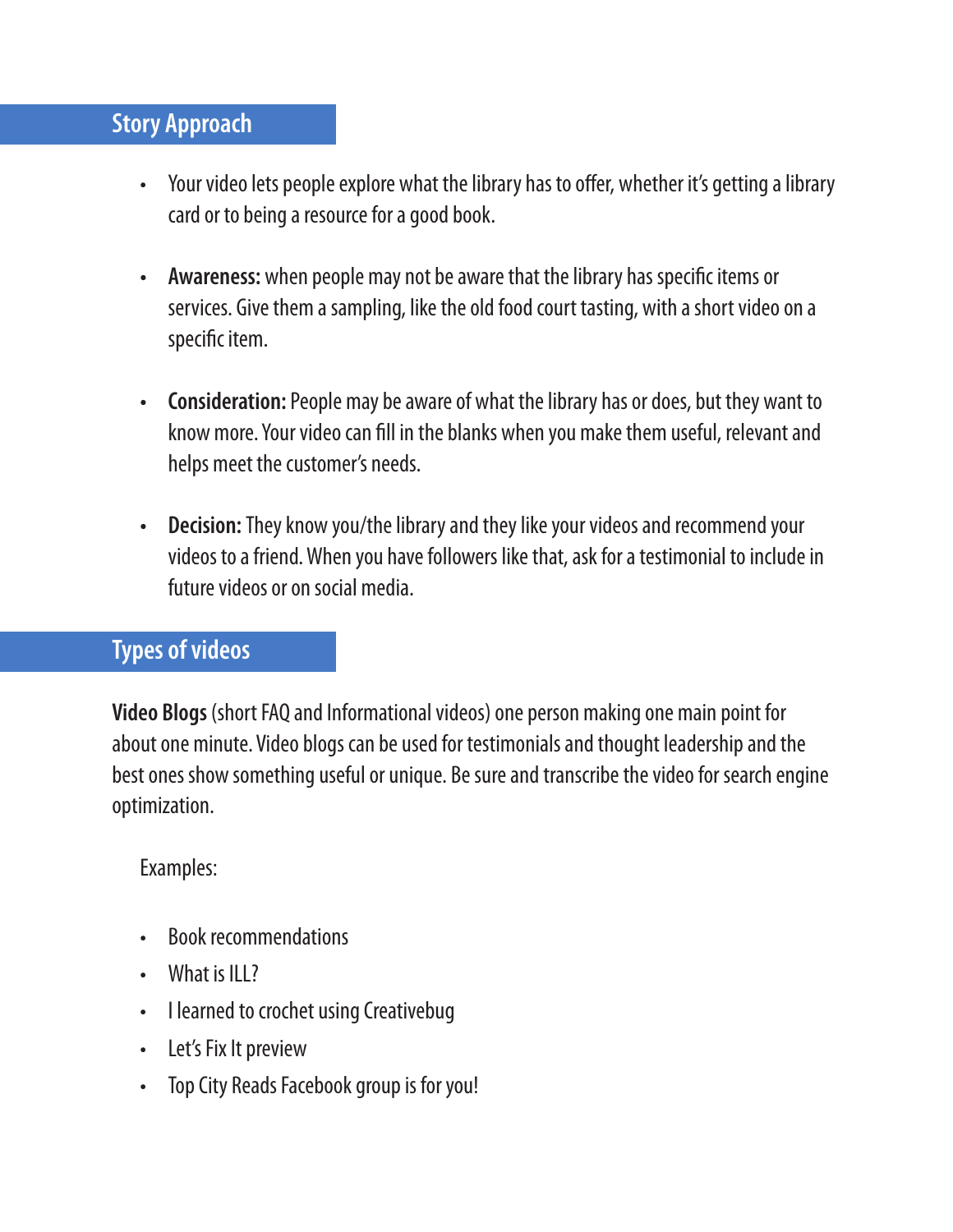## Story Approach

- Your video lets people explore what the library has to offer, whether it's getting a library card or to being a resource for a good book.
- **Awareness:** when people may not be aware that the library has specific items or services. Give them a sampling, like the old food court tasting, with a short video on a specific item.
- **Consideration:** People may be aware of what the library has or does, but they want to know more. Your video can fill in the blanks when you make them useful, relevant and helps meet the customer's needs.
- **Decision:** They know you/the library and they like your videos and recommend your videos to a friend. When you have followers like that, ask for a testimonial to include in future videos or on social media.

## Types of videos

**Video Blogs** (short FAQ and Informational videos) one person making one main point for about one minute. Video blogs can be used for testimonials and thought leadership and the best ones show something useful or unique. Be sure and transcribe the video for search engine optimization.

Examples:

- Book recommendations
- What is ILL?
- I learned to crochet using Creativebug
- Let's Fix It preview
- Top City Reads Facebook group is for you!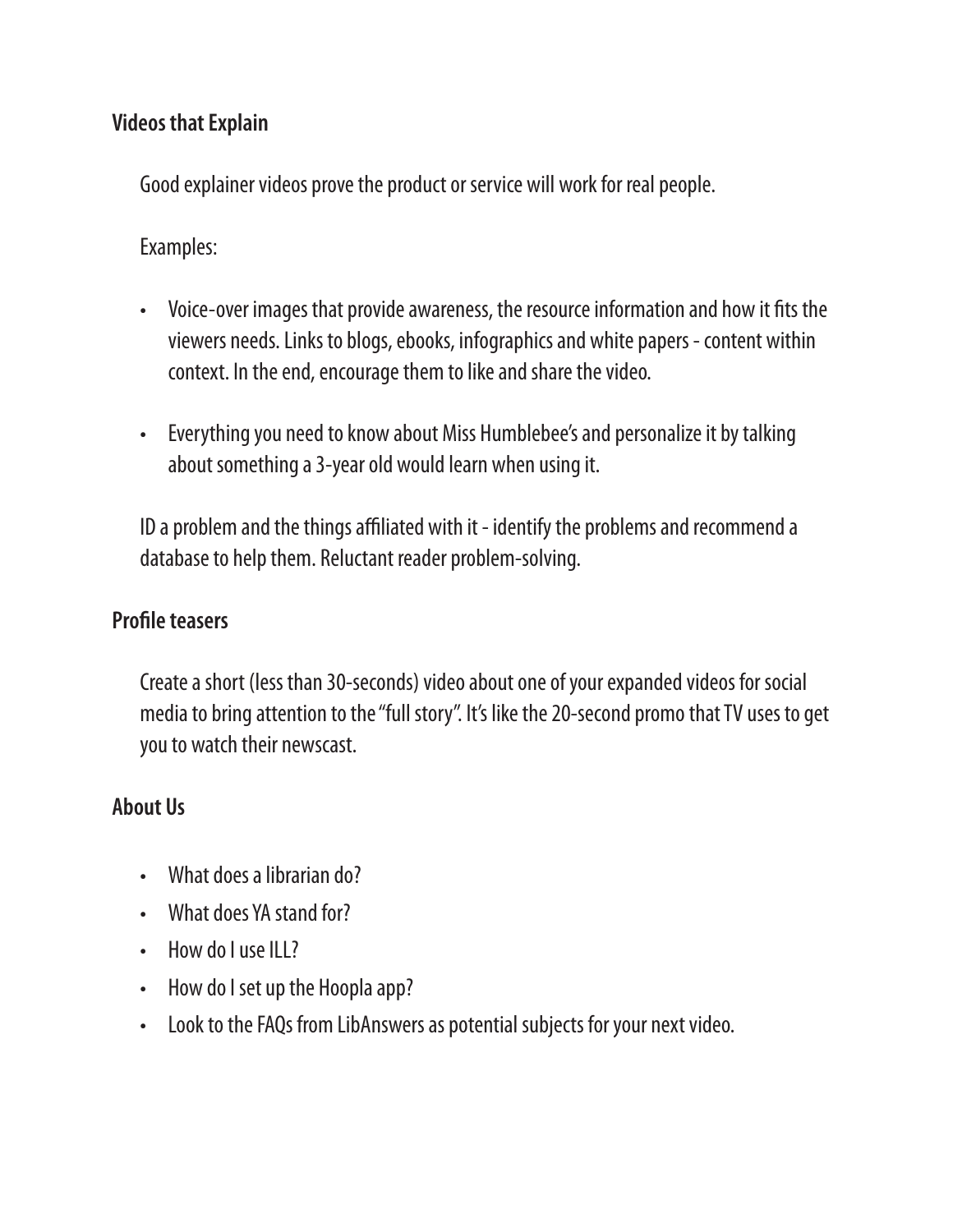**Videos that Explain**

Good explainer videos prove the product or service will work for real people.

Examples:

- Voice-over images that provide awareness, the resource information and how it fits the viewers needs. Links to blogs, ebooks, infographics and white papers - content within context. In the end, encourage them to like and share the video.
- Everything you need to know about Miss Humblebee's and personalize it by talking about something a 3-year old would learn when using it.

ID a problem and the things affiliated with it - identify the problems and recommend a database to help them. Reluctant reader problem-solving.

**Profile teasers**

Create a short (less than 30-seconds) video about one of your expanded videos for social media to bring attention to the "full story". It's like the 20-second promo that TV uses to get you to watch their newscast.

**About Us**

- What does a librarian do?
- What does YA stand for?
- How do I use ILL?
- How do I set up the Hoopla app?
- Look to the FAQs from LibAnswers as potential subjects for your next video.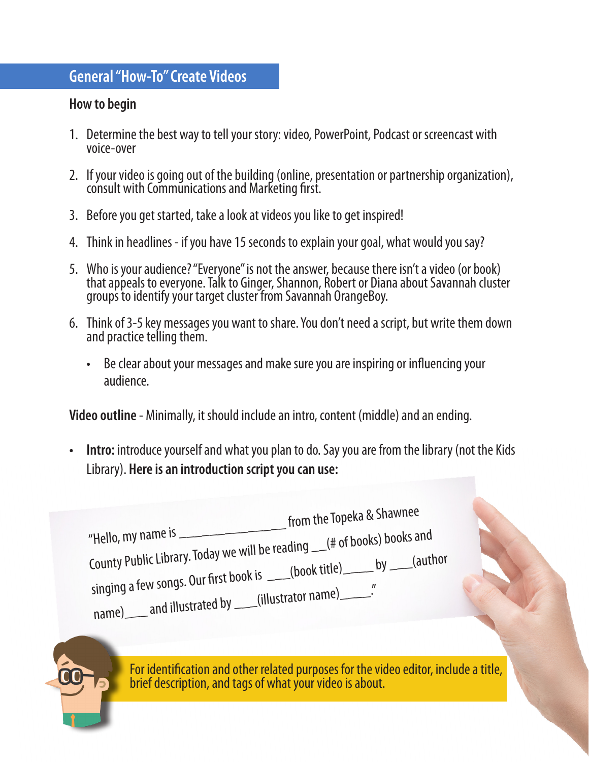## General "How-To" Create Videos

### How to begin

1. Determine the best way to tell your story: video, PowerPoint, Podcast or screencast with voice-over
2. If your video is going out of the building (online, presentation or partnership organization), consult with Communications and Marketing first.
3. Before you get started, take a look at videos you like to get inspired!
4. Think in headlines - if you have 15 seconds to explain your goal, what would you say?
5. Who is your audience? "Everyone" is not the answer, because there isn't a video (or book) that appeals to everyone. Talk to Ginger, Shannon, Robert or Diana about Savannah cluster groups to identify your target cluster from Savannah OrangeBoy.
6. Think of 3-5 key messages you want to share. You don't need a script, but write them down and practice telling them.
   - Be clear about your messages and make sure you are inspiring or influencing your audience.

**Video outline** - Minimally, it should include an intro, content (middle) and an ending.

- **Intro:** introduce yourself and what you plan to do. Say you are from the library (not the Kids Library). **Here is an introduction script you can use:**

"Hello, my name is _________________ from the Topeka & Shawnee County Public Library. Today we will be reading __(# of books) books and singing a few songs. Our first book is ___(book title)____ by ___(author name)___ and illustrated by ___(illustrator name)_____."

For identification and other related purposes for the video editor, include a title, brief description, and tags of what your video is about.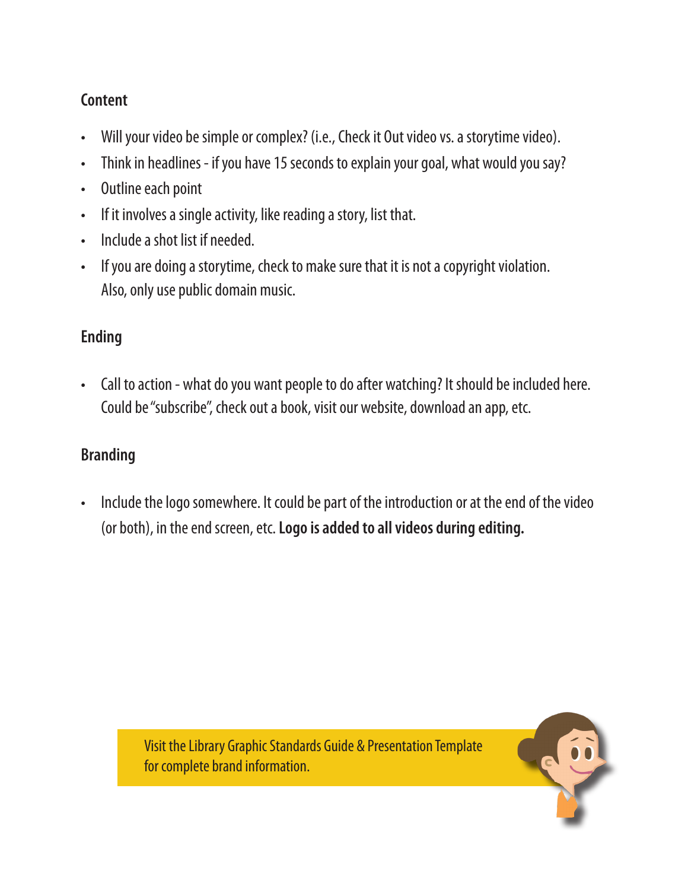### Content

- Will your video be simple or complex? (i.e., Check it Out video vs. a storytime video).
- Think in headlines - if you have 15 seconds to explain your goal, what would you say?
- Outline each point
- If it involves a single activity, like reading a story, list that.
- Include a shot list if needed.
- If you are doing a storytime, check to make sure that it is not a copyright violation. Also, only use public domain music.

### Ending

- Call to action - what do you want people to do after watching? It should be included here. Could be "subscribe", check out a book, visit our website, download an app, etc.

### Branding

- Include the logo somewhere. It could be part of the introduction or at the end of the video (or both), in the end screen, etc. **Logo is added to all videos during editing.**

Visit the Library Graphic Standards Guide & Presentation Template for complete brand information.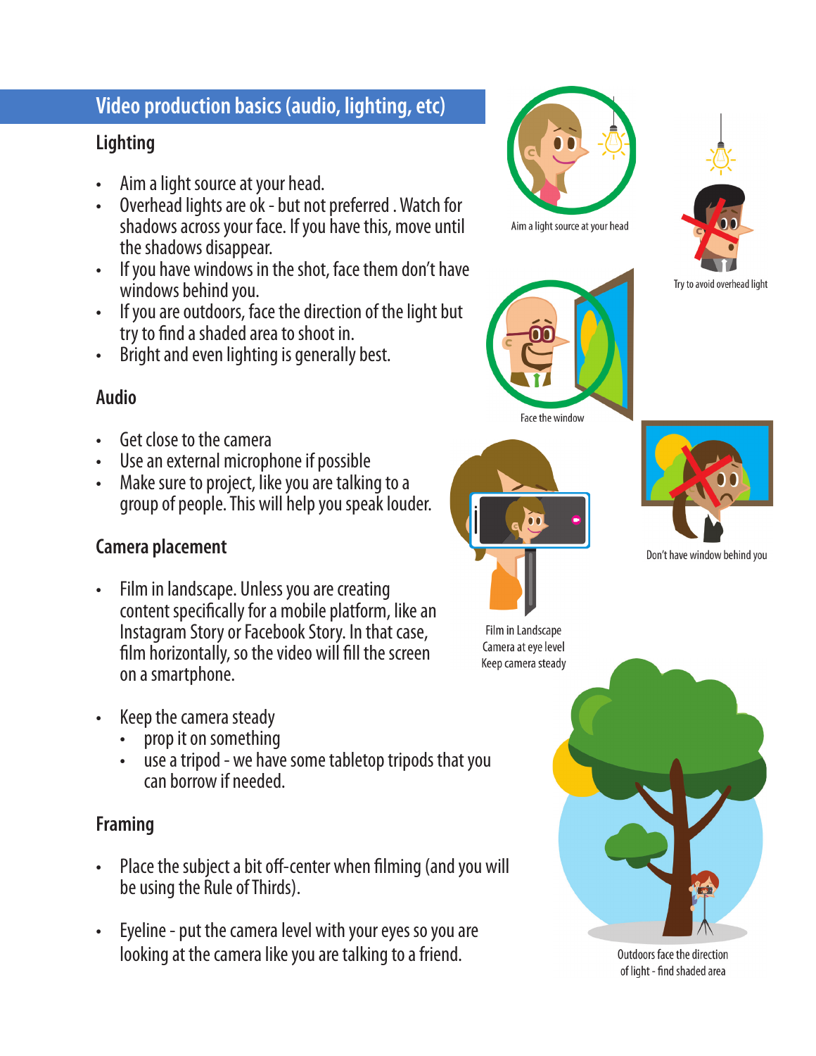## Video production basics (audio, lighting, etc)

### Lighting

- Aim a light source at your head.
- Overhead lights are ok - but not preferred . Watch for shadows across your face. If you have this, move until the shadows disappear.
- If you have windows in the shot, face them don't have windows behind you.
- If you are outdoors, face the direction of the light but try to find a shaded area to shoot in.
- Bright and even lighting is generally best.

### Audio

- Get close to the camera
- Use an external microphone if possible
- Make sure to project, like you are talking to a group of people. This will help you speak louder.

### Camera placement

- Film in landscape. Unless you are creating content specifically for a mobile platform, like an Instagram Story or Facebook Story. In that case, film horizontally, so the video will fill the screen on a smartphone.

- Keep the camera steady
  - prop it on something
  - use a tripod - we have some tabletop tripods that you can borrow if needed.

### Framing

- Place the subject a bit off-center when filming (and you will be using the Rule of Thirds).

- Eyeline - put the camera level with your eyes so you are looking at the camera like you are talking to a friend.

Aim a light source at your head

Try to avoid overhead light

Face the window

Don't have window behind you

Film in Landscape
Camera at eye level
Keep camera steady

Outdoors face the direction of light - find shaded area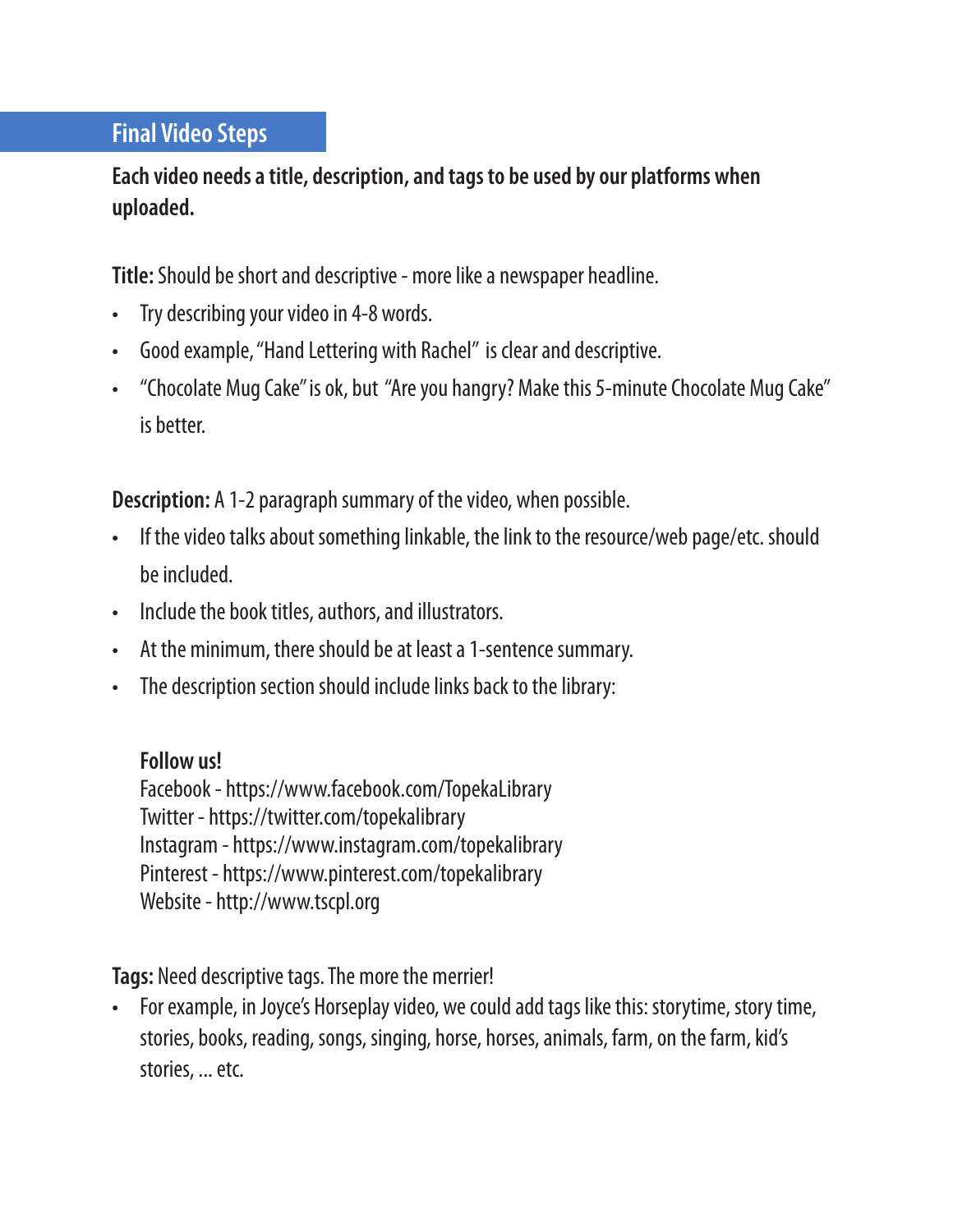## Final Video Steps

**Each video needs a title, description, and tags to be used by our platforms when uploaded.**

**Title:** Should be short and descriptive - more like a newspaper headline.

- Try describing your video in 4-8 words.
- Good example, "Hand Lettering with Rachel" is clear and descriptive.
- "Chocolate Mug Cake" is ok, but "Are you hangry? Make this 5-minute Chocolate Mug Cake" is better.

**Description:** A 1-2 paragraph summary of the video, when possible.

- If the video talks about something linkable, the link to the resource/web page/etc. should be included.
- Include the book titles, authors, and illustrators.
- At the minimum, there should be at least a 1-sentence summary.
- The description section should include links back to the library:

  **Follow us!**
  Facebook - https://www.facebook.com/TopekaLibrary
  Twitter - https://twitter.com/topekalibrary
  Instagram - https://www.instagram.com/topekalibrary
  Pinterest - https://www.pinterest.com/topekalibrary
  Website - http://www.tscpl.org

**Tags:** Need descriptive tags. The more the merrier!

- For example, in Joyce's Horseplay video, we could add tags like this: storytime, story time, stories, books, reading, songs, singing, horse, horses, animals, farm, on the farm, kid's stories, ... etc.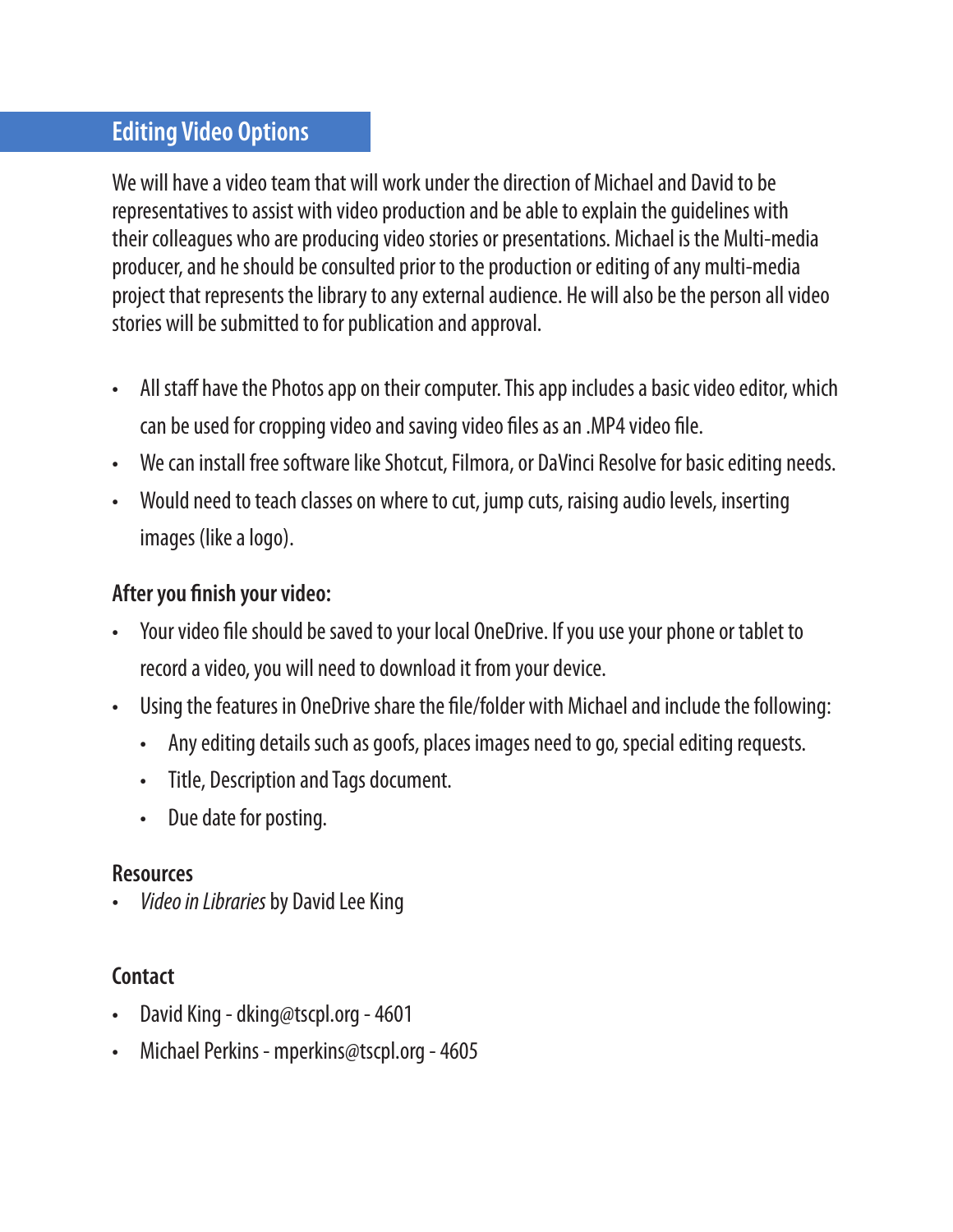## Editing Video Options

We will have a video team that will work under the direction of Michael and David to be representatives to assist with video production and be able to explain the guidelines with their colleagues who are producing video stories or presentations. Michael is the Multi-media producer, and he should be consulted prior to the production or editing of any multi-media project that represents the library to any external audience. He will also be the person all video stories will be submitted to for publication and approval.

- All staff have the Photos app on their computer. This app includes a basic video editor, which can be used for cropping video and saving video files as an .MP4 video file.
- We can install free software like Shotcut, Filmora, or DaVinci Resolve for basic editing needs.
- Would need to teach classes on where to cut, jump cuts, raising audio levels, inserting images (like a logo).

### After you finish your video:

- Your video file should be saved to your local OneDrive. If you use your phone or tablet to record a video, you will need to download it from your device.
- Using the features in OneDrive share the file/folder with Michael and include the following:
  - Any editing details such as goofs, places images need to go, special editing requests.
  - Title, Description and Tags document.
  - Due date for posting.

### Resources

- *Video in Libraries* by David Lee King

### Contact

- David King - dking@tscpl.org - 4601
- Michael Perkins - mperkins@tscpl.org - 4605